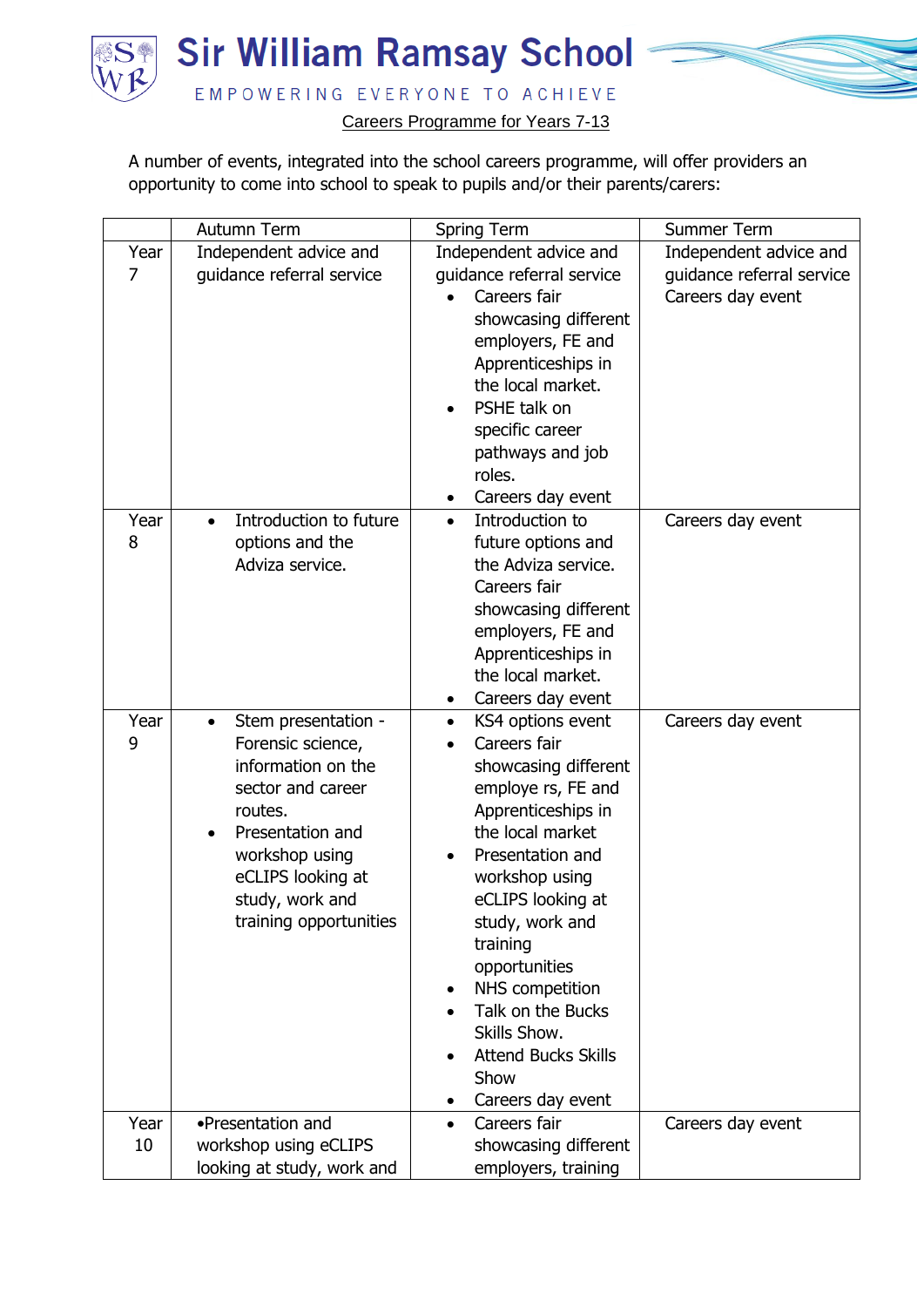# Sir William Ramsay School

EMPOWERING EVERYONE TO ACHIEVE

Careers Programme for Years 7-13

A number of events, integrated into the school careers programme, will offer providers an opportunity to come into school to speak to pupils and/or their parents/carers:

| | Autumn Term | Spring Term | Summer Term |
|---|---|---|---|
| Year 7 | Independent advice and guidance referral service | Independent advice and guidance referral service<br>• Careers fair showcasing different employers, FE and Apprenticeships in the local market.<br>• PSHE talk on specific career pathways and job roles.<br>• Careers day event | Independent advice and guidance referral service<br>Careers day event |
| Year 8 | • Introduction to future options and the Adviza service. | • Introduction to future options and the Adviza service. Careers fair showcasing different employers, FE and Apprenticeships in the local market.<br>• Careers day event | Careers day event |
| Year 9 | • Stem presentation - Forensic science, information on the sector and career routes.<br>• Presentation and workshop using eCLIPS looking at study, work and training opportunities | • KS4 options event<br>• Careers fair showcasing different employe rs, FE and Apprenticeships in the local market<br>• Presentation and workshop using eCLIPS looking at study, work and training opportunities<br>• NHS competition<br>• Talk on the Bucks Skills Show.<br>• Attend Bucks Skills Show<br>• Careers day event | Careers day event |
| Year 10 | •Presentation and workshop using eCLIPS looking at study, work and | • Careers fair showcasing different employers, training | Careers day event |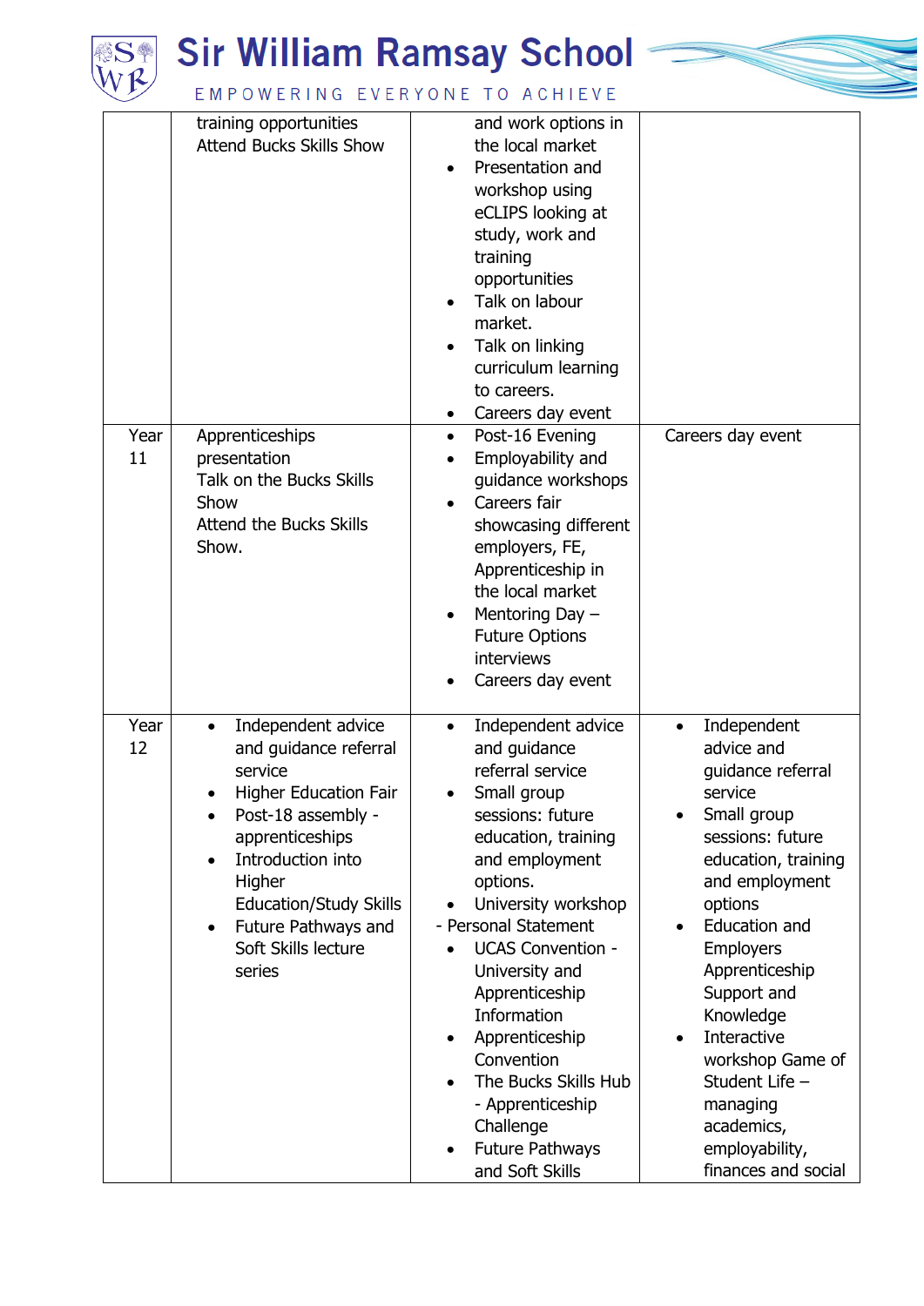| | | | |
|---|---|---|---|
| | training opportunities<br>Attend Bucks Skills Show | and work options in the local market<br>• Presentation and workshop using eCLIPS looking at study, work and training opportunities<br>• Talk on labour market.<br>• Talk on linking curriculum learning to careers.<br>• Careers day event | |
| Year 11 | Apprenticeships presentation<br>Talk on the Bucks Skills Show<br>Attend the Bucks Skills Show. | • Post-16 Evening<br>• Employability and guidance workshops<br>• Careers fair showcasing different employers, FE, Apprenticeship in the local market<br>• Mentoring Day – Future Options interviews<br>• Careers day event | Careers day event |
| Year 12 | • Independent advice and guidance referral service<br>• Higher Education Fair<br>• Post-18 assembly - apprenticeships<br>• Introduction into Higher Education/Study Skills<br>• Future Pathways and Soft Skills lecture series | • Independent advice and guidance referral service<br>• Small group sessions: future education, training and employment options.<br>• University workshop - Personal Statement<br>• UCAS Convention - University and Apprenticeship Information<br>• Apprenticeship Convention<br>• The Bucks Skills Hub - Apprenticeship Challenge<br>• Future Pathways and Soft Skills | • Independent advice and guidance referral service<br>• Small group sessions: future education, training and employment options<br>• Education and Employers Apprenticeship Support and Knowledge<br>• Interactive workshop Game of Student Life – managing academics, employability, finances and social |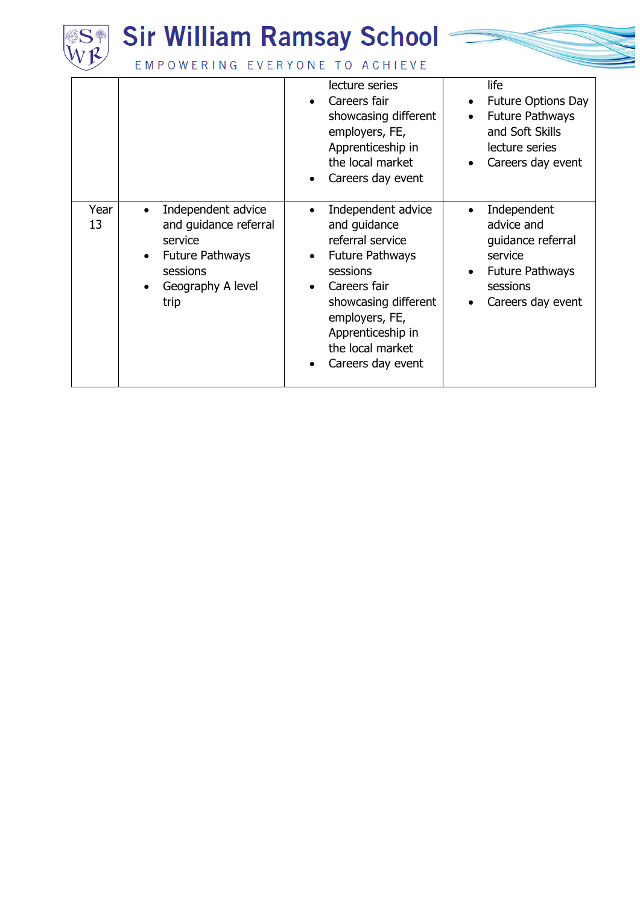| | | | |
|---|---|---|---|
| | | lecture series<br>• Careers fair showcasing different employers, FE, Apprenticeship in the local market<br>• Careers day event | life<br>• Future Options Day<br>• Future Pathways and Soft Skills lecture series<br>• Careers day event |
| Year 13 | • Independent advice and guidance referral service<br>• Future Pathways sessions<br>• Geography A level trip | • Independent advice and guidance referral service<br>• Future Pathways sessions<br>• Careers fair showcasing different employers, FE, Apprenticeship in the local market<br>• Careers day event | • Independent advice and guidance referral service<br>• Future Pathways sessions<br>• Careers day event |